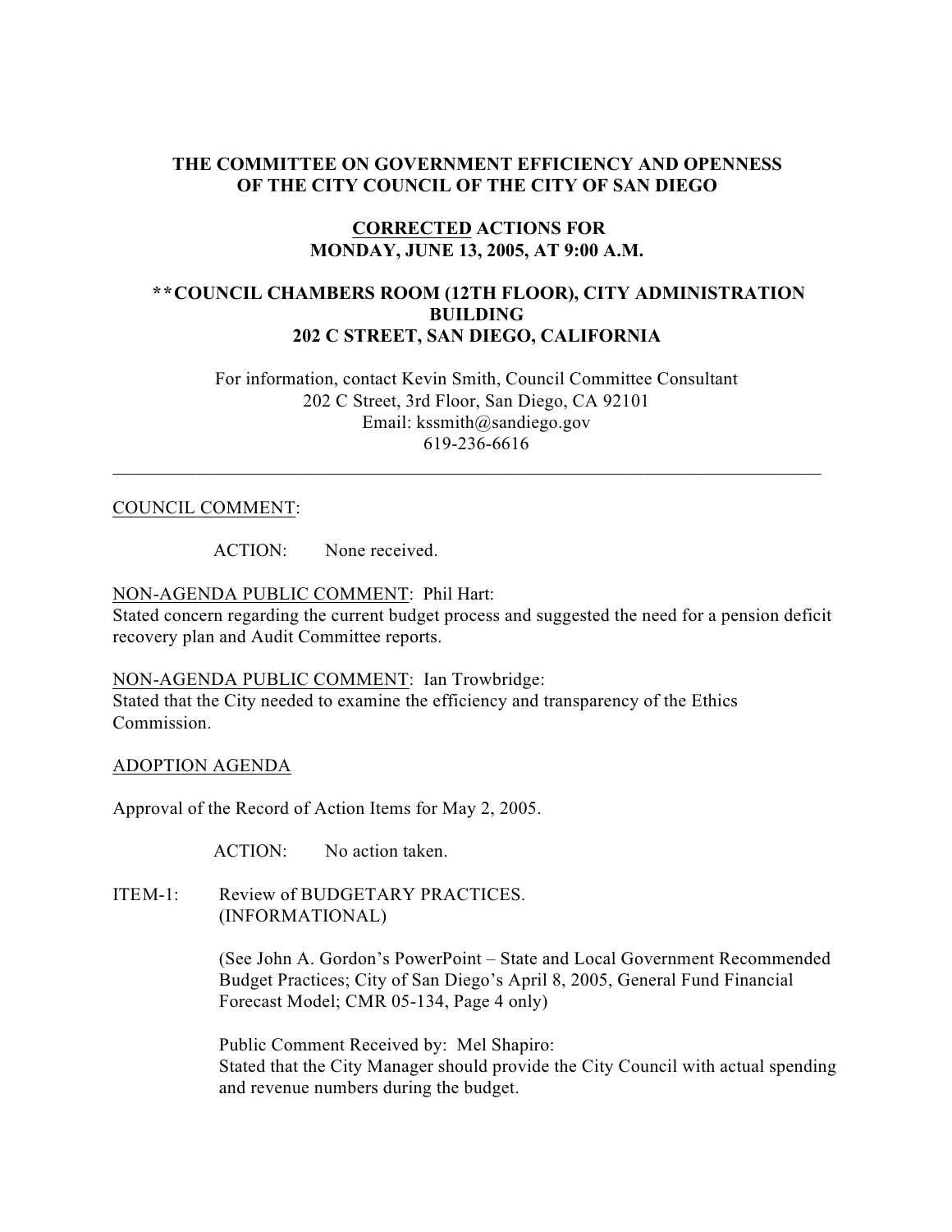# THE COMMITTEE ON GOVERNMENT EFFICIENCY AND OPENNESS OF THE CITY COUNCIL OF THE CITY OF SAN DIEGO

## CORRECTED ACTIONS FOR MONDAY, JUNE 13, 2005, AT 9:00 A.M.

## **COUNCIL CHAMBERS ROOM (12TH FLOOR), CITY ADMINISTRATION BUILDING 202 C STREET, SAN DIEGO, CALIFORNIA

For information, contact Kevin Smith, Council Committee Consultant
202 C Street, 3rd Floor, San Diego, CA 92101
Email: kssmith@sandiego.gov
619-236-6616

---

COUNCIL COMMENT:

ACTION: None received.

NON-AGENDA PUBLIC COMMENT: Phil Hart:
Stated concern regarding the current budget process and suggested the need for a pension deficit recovery plan and Audit Committee reports.

NON-AGENDA PUBLIC COMMENT: Ian Trowbridge:
Stated that the City needed to examine the efficiency and transparency of the Ethics Commission.

ADOPTION AGENDA

Approval of the Record of Action Items for May 2, 2005.

ACTION: No action taken.

ITEM-1: Review of BUDGETARY PRACTICES.
(INFORMATIONAL)

(See John A. Gordon's PowerPoint – State and Local Government Recommended Budget Practices; City of San Diego's April 8, 2005, General Fund Financial Forecast Model; CMR 05-134, Page 4 only)

Public Comment Received by: Mel Shapiro:
Stated that the City Manager should provide the City Council with actual spending and revenue numbers during the budget.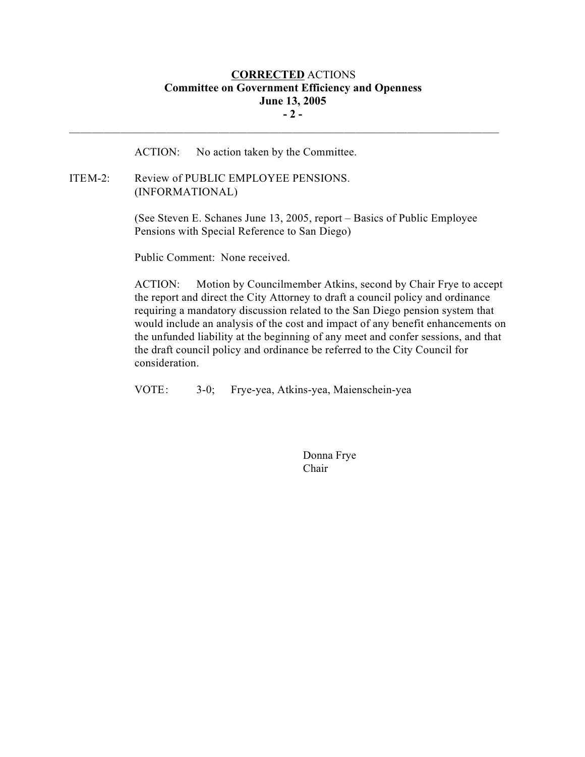**CORRECTED** ACTIONS
**Committee on Government Efficiency and Openness**
**June 13, 2005**

---

ACTION: No action taken by the Committee.

ITEM-2: Review of PUBLIC EMPLOYEE PENSIONS. (INFORMATIONAL)

(See Steven E. Schanes June 13, 2005, report – Basics of Public Employee Pensions with Special Reference to San Diego)

Public Comment: None received.

ACTION: Motion by Councilmember Atkins, second by Chair Frye to accept the report and direct the City Attorney to draft a council policy and ordinance requiring a mandatory discussion related to the San Diego pension system that would include an analysis of the cost and impact of any benefit enhancements on the unfunded liability at the beginning of any meet and confer sessions, and that the draft council policy and ordinance be referred to the City Council for consideration.

VOTE: 3-0; Frye-yea, Atkins-yea, Maienschein-yea

Donna Frye
Chair